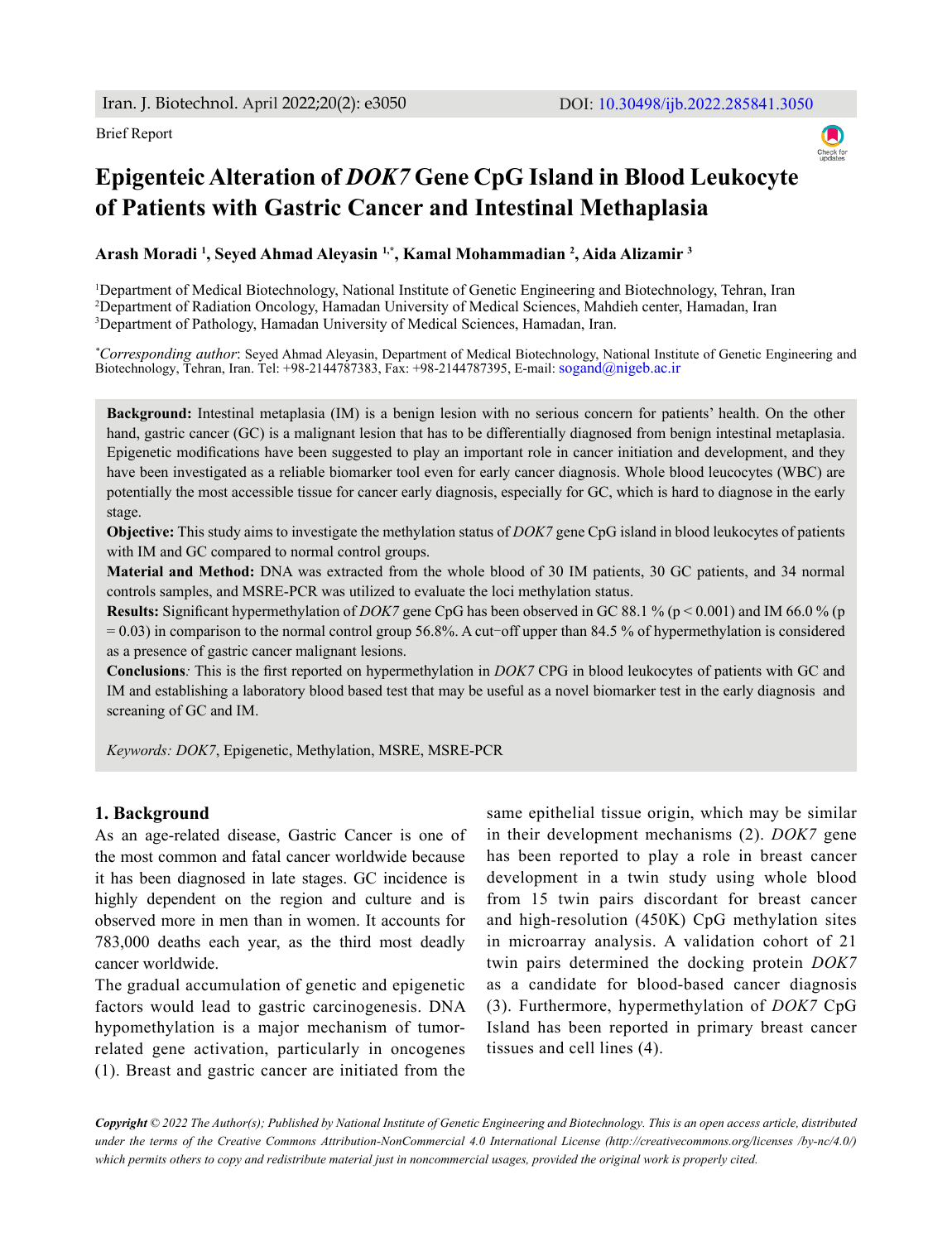Brief Report

# Epigenteic Alteration of *DOK7* Gene CpG Island in Blood Leukocyte of Patients with Gastric Cancer and Intestinal Methaplasia

**Arash Moradi [1], Seyed Ahmad Aleyasin [1,*], Kamal Mohammadian [2], Aida Alizamir [3]**

[1]Department of Medical Biotechnology, National Institute of Genetic Engineering and Biotechnology, Tehran, Iran
[2]Department of Radiation Oncology, Hamadan University of Medical Sciences, Mahdieh center, Hamadan, Iran
[3]Department of Pathology, Hamadan University of Medical Sciences, Hamadan, Iran.

[*]*Corresponding author*: Seyed Ahmad Aleyasin, Department of Medical Biotechnology, National Institute of Genetic Engineering and Biotechnology, Tehran, Iran. Tel: +98-2144787383, Fax: +98-2144787395, E-mail: sogand@nigeb.ac.ir

**Background:** Intestinal metaplasia (IM) is a benign lesion with no serious concern for patients' health. On the other hand, gastric cancer (GC) is a malignant lesion that has to be differentially diagnosed from benign intestinal metaplasia. Epigenetic modifications have been suggested to play an important role in cancer initiation and development, and they have been investigated as a reliable biomarker tool even for early cancer diagnosis. Whole blood leucocytes (WBC) are potentially the most accessible tissue for cancer early diagnosis, especially for GC, which is hard to diagnose in the early stage.

**Objective:** This study aims to investigate the methylation status of *DOK7* gene CpG island in blood leukocytes of patients with IM and GC compared to normal control groups.

**Material and Method:** DNA was extracted from the whole blood of 30 IM patients, 30 GC patients, and 34 normal controls samples, and MSRE-PCR was utilized to evaluate the loci methylation status.

**Results:** Significant hypermethylation of *DOK7* gene CpG has been observed in GC 88.1 % ($p < 0.001$) and IM 66.0 % ($p = 0.03$) in comparison to the normal control group 56.8%. A cut-off upper than 84.5 % of hypermethylation is considered as a presence of gastric cancer malignant lesions.

**Conclusions***:* This is the first reported on hypermethylation in *DOK7* CPG in blood leukocytes of patients with GC and IM and establishing a laboratory blood based test that may be useful as a novel biomarker test in the early diagnosis and screaning of GC and IM.

*Keywords: DOK7*, Epigenetic, Methylation, MSRE, MSRE-PCR

## 1. Background

As an age-related disease, Gastric Cancer is one of the most common and fatal cancer worldwide because it has been diagnosed in late stages. GC incidence is highly dependent on the region and culture and is observed more in men than in women. It accounts for 783,000 deaths each year, as the third most deadly cancer worldwide.

The gradual accumulation of genetic and epigenetic factors would lead to gastric carcinogenesis. DNA hypomethylation is a major mechanism of tumor-related gene activation, particularly in oncogenes (1). Breast and gastric cancer are initiated from the same epithelial tissue origin, which may be similar in their development mechanisms (2). *DOK7* gene has been reported to play a role in breast cancer development in a twin study using whole blood from 15 twin pairs discordant for breast cancer and high-resolution (450K) CpG methylation sites in microarray analysis. A validation cohort of 21 twin pairs determined the docking protein *DOK7* as a candidate for blood-based cancer diagnosis (3). Furthermore, hypermethylation of *DOK7* CpG Island has been reported in primary breast cancer tissues and cell lines (4).

***Copyright*** *© 2022 The Author(s); Published by National Institute of Genetic Engineering and Biotechnology. This is an open access article, distributed under the terms of the Creative Commons Attribution-NonCommercial 4.0 International License (http://creativecommons.org/licenses /by-nc/4.0/) which permits others to copy and redistribute material just in noncommercial usages, provided the original work is properly cited.*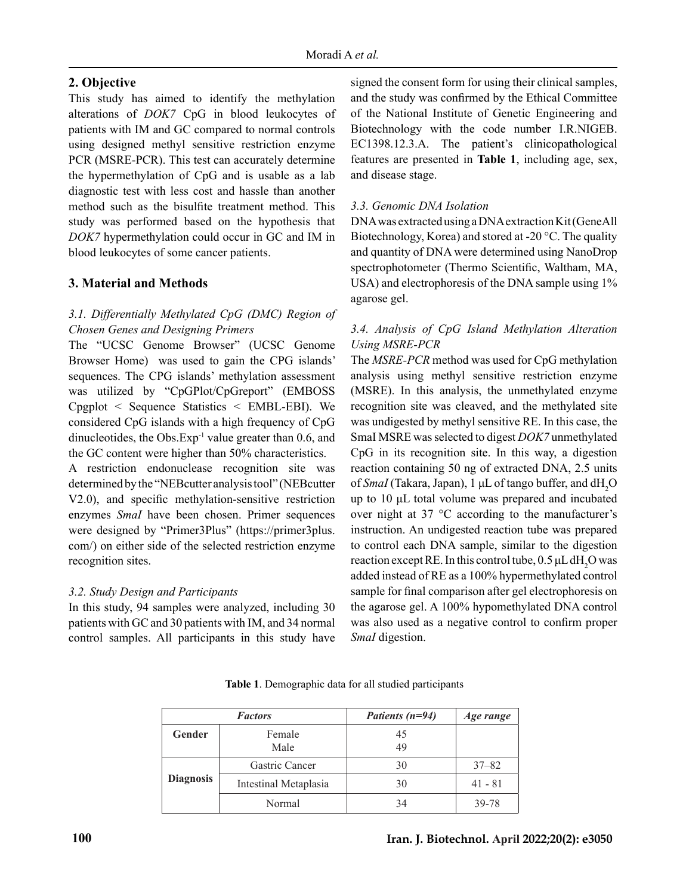## 2. Objective

This study has aimed to identify the methylation alterations of *DOK7* CpG in blood leukocytes of patients with IM and GC compared to normal controls using designed methyl sensitive restriction enzyme PCR (MSRE-PCR). This test can accurately determine the hypermethylation of CpG and is usable as a lab diagnostic test with less cost and hassle than another method such as the bisulfite treatment method. This study was performed based on the hypothesis that *DOK7* hypermethylation could occur in GC and IM in blood leukocytes of some cancer patients.

## 3. Material and Methods

### *3.1. Differentially Methylated CpG (DMC) Region of Chosen Genes and Designing Primers*

The "UCSC Genome Browser" (UCSC Genome Browser Home) was used to gain the CPG islands' sequences. The CPG islands' methylation assessment was utilized by "CpGPlot/CpGreport" (EMBOSS Cpgplot < Sequence Statistics < EMBL-EBI). We considered CpG islands with a high frequency of CpG dinucleotides, the Obs.$Exp^{-1}$ value greater than 0.6, and the GC content were higher than 50% characteristics.

A restriction endonuclease recognition site was determined by the "NEBcutter analysis tool" (NEBcutter V2.0), and specific methylation-sensitive restriction enzymes *SmaI* have been chosen. Primer sequences were designed by "Primer3Plus" (https://primer3plus.com/) on either side of the selected restriction enzyme recognition sites.

### *3.2. Study Design and Participants*

In this study, 94 samples were analyzed, including 30 patients with GC and 30 patients with IM, and 34 normal control samples. All participants in this study have signed the consent form for using their clinical samples, and the study was confirmed by the Ethical Committee of the National Institute of Genetic Engineering and Biotechnology with the code number I.R.NIGEB. EC1398.12.3.A. The patient's clinicopathological features are presented in **Table 1**, including age, sex, and disease stage.

### *3.3. Genomic DNA Isolation*

DNA was extracted using a DNA extraction Kit (GeneAll Biotechnology, Korea) and stored at -20 °C. The quality and quantity of DNA were determined using NanoDrop spectrophotometer (Thermo Scientific, Waltham, MA, USA) and electrophoresis of the DNA sample using 1% agarose gel.

### *3.4. Analysis of CpG Island Methylation Alteration Using MSRE-PCR*

The *MSRE-PCR* method was used for CpG methylation analysis using methyl sensitive restriction enzyme (MSRE). In this analysis, the unmethylated enzyme recognition site was cleaved, and the methylated site was undigested by methyl sensitive RE. In this case, the SmaI MSRE was selected to digest *DOK7* unmethylated CpG in its recognition site. In this way, a digestion reaction containing 50 ng of extracted DNA, 2.5 units of *SmaI* (Takara, Japan), 1 μL of tango buffer, and $dH_2O$ up to 10 μL total volume was prepared and incubated over night at 37 °C according to the manufacturer's instruction. An undigested reaction tube was prepared to control each DNA sample, similar to the digestion reaction except RE. In this control tube, 0.5 μL $dH_2O$ was added instead of RE as a 100% hypermethylated control sample for final comparison after gel electrophoresis on the agarose gel. A 100% hypomethylated DNA control was also used as a negative control to confirm proper *SmaI* digestion.

**Table 1**. Demographic data for all studied participants

| *Factors* | | *Patients (n=94)* | *Age range* |
|---|---|---|---|
| **Gender** | Female<br>Male | 45<br>49 | |
| **Diagnosis** | Gastric Cancer | 30 | 37–82 |
| | Intestinal Metaplasia | 30 | 41 - 81 |
| | Normal | 34 | 39-78 |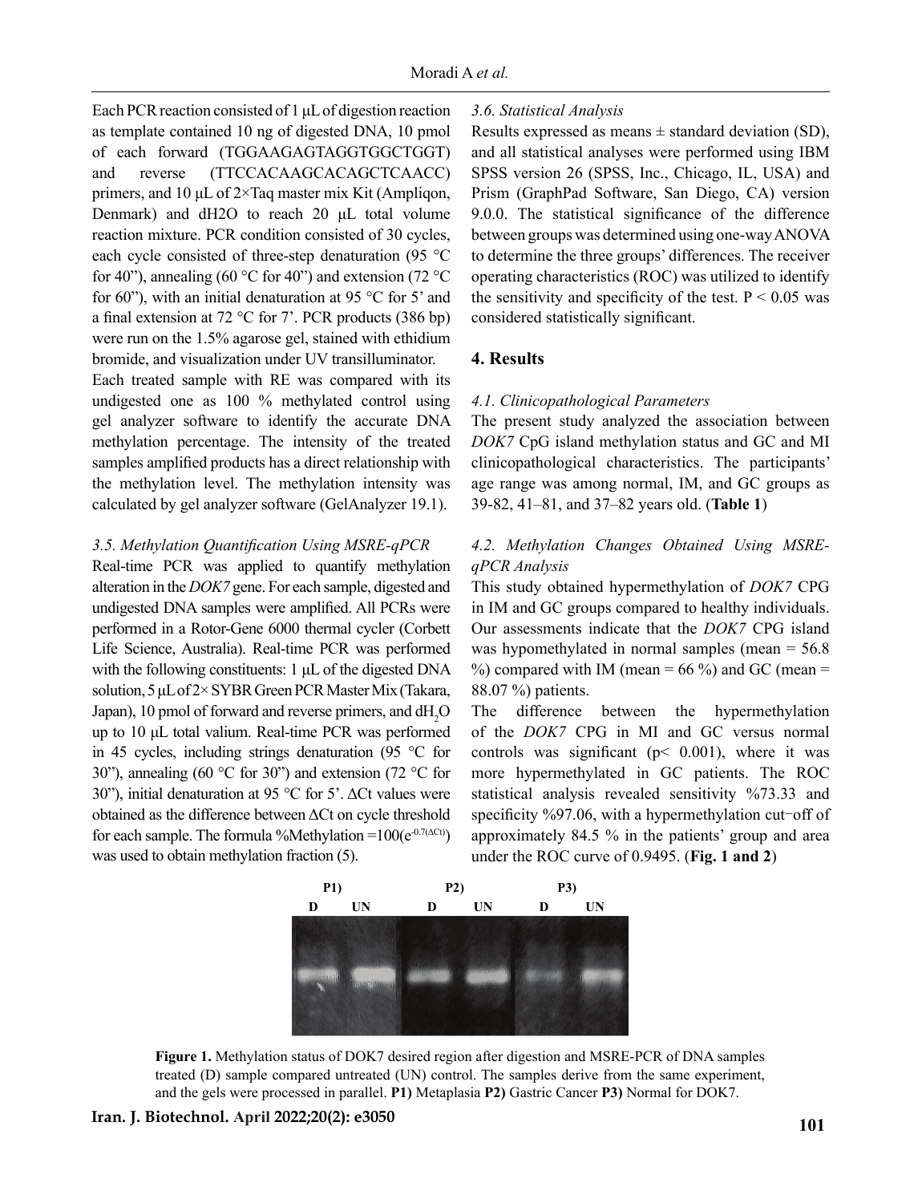Each PCR reaction consisted of 1 μL of digestion reaction as template contained 10 ng of digested DNA, 10 pmol of each forward (TGGAAGAGTAGGTGGCTGGT) and reverse (TTCCACAAGCACAGCTCAACC) primers, and 10 μL of 2×Taq master mix Kit (Ampliqon, Denmark) and dH2O to reach 20 μL total volume reaction mixture. PCR condition consisted of 30 cycles, each cycle consisted of three-step denaturation (95 °C for 40”), annealing (60 °C for 40”) and extension (72 °C for 60”), with an initial denaturation at 95 °C for 5’ and a final extension at 72 °C for 7’. PCR products (386 bp) were run on the 1.5% agarose gel, stained with ethidium bromide, and visualization under UV transilluminator.

Each treated sample with RE was compared with its undigested one as 100 % methylated control using gel analyzer software to identify the accurate DNA methylation percentage. The intensity of the treated samples amplified products has a direct relationship with the methylation level. The methylation intensity was calculated by gel analyzer software (GelAnalyzer 19.1).

### *3.5. Methylation Quantification Using MSRE-qPCR*

Real-time PCR was applied to quantify methylation alteration in the *DOK7* gene. For each sample, digested and undigested DNA samples were amplified. All PCRs were performed in a Rotor-Gene 6000 thermal cycler (Corbett Life Science, Australia). Real-time PCR was performed with the following constituents: 1 μL of the digested DNA solution, 5 μL of 2× SYBR Green PCR Master Mix (Takara, Japan), 10 pmol of forward and reverse primers, and $dH_2O$ up to 10 μL total valium. Real-time PCR was performed in 45 cycles, including strings denaturation (95 °C for 30”), annealing (60 °C for 30”) and extension (72 °C for 30”), initial denaturation at 95 °C for 5’. ΔCt values were obtained as the difference between ΔCt on cycle threshold for each sample. The formula $\%Methylation = 100(e^{-0.7(\Delta Ct)})$ was used to obtain methylation fraction (5).

### *3.6. Statistical Analysis*

Results expressed as means ± standard deviation (SD), and all statistical analyses were performed using IBM SPSS version 26 (SPSS, Inc., Chicago, IL, USA) and Prism (GraphPad Software, San Diego, CA) version 9.0.0. The statistical significance of the difference between groups was determined using one-way ANOVA to determine the three groups’ differences. The receiver operating characteristics (ROC) was utilized to identify the sensitivity and specificity of the test. $P < 0.05$ was considered statistically significant.

## 4. Results

### *4.1. Clinicopathological Parameters*

The present study analyzed the association between *DOK7* CpG island methylation status and GC and MI clinicopathological characteristics. The participants’ age range was among normal, IM, and GC groups as 39-82, 41–81, and 37–82 years old. (**Table 1**)

### *4.2. Methylation Changes Obtained Using MSRE-qPCR Analysis*

This study obtained hypermethylation of *DOK7* CPG in IM and GC groups compared to healthy individuals. Our assessments indicate that the *DOK7* CPG island was hypomethylated in normal samples (mean = 56.8 %) compared with IM (mean = 66 %) and GC (mean = 88.07 %) patients.

The difference between the hypermethylation of the *DOK7* CPG in MI and GC versus normal controls was significant ($p < 0.001$), where it was more hypermethylated in GC patients. The ROC statistical analysis revealed sensitivity %73.33 and specificity %97.06, with a hypermethylation cut−off of approximately 84.5 % in the patients’ group and area under the ROC curve of 0.9495. (**Fig. 1 and 2**)

**Figure 1.** Methylation status of DOK7 desired region after digestion and MSRE-PCR of DNA samples treated (D) sample compared untreated (UN) control. The samples derive from the same experiment, and the gels were processed in parallel. **P1)** Metaplasia **P2)** Gastric Cancer **P3)** Normal for DOK7.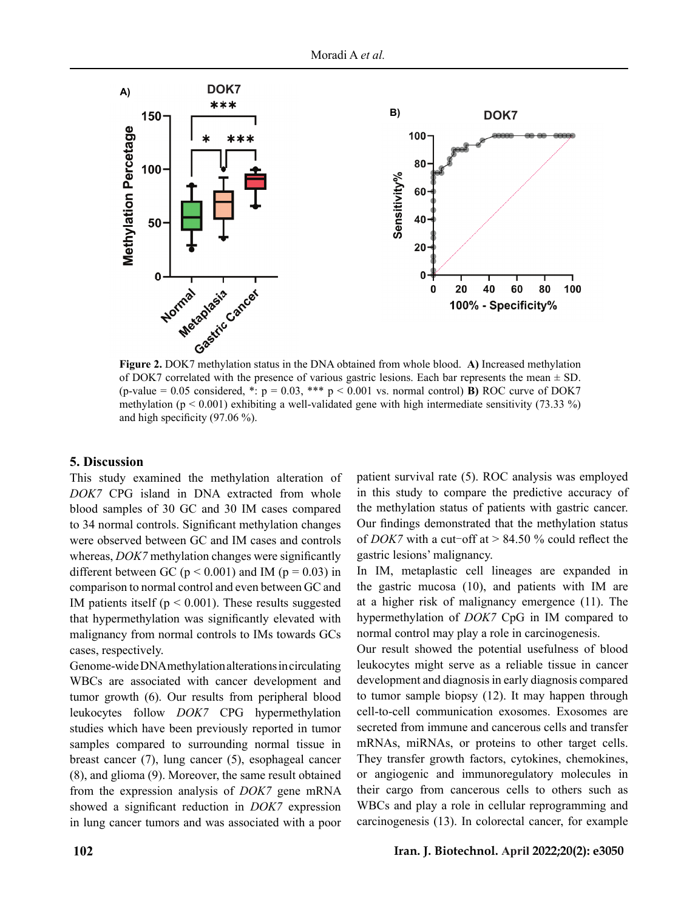**Figure 2.** DOK7 methylation status in the DNA obtained from whole blood. **A)** Increased methylation of DOK7 correlated with the presence of various gastric lesions. Each bar represents the mean ± SD. (p-value = 0.05 considered, *: p = 0.03, *** p < 0.001 vs. normal control) **B)** ROC curve of DOK7 methylation (p < 0.001) exhibiting a well-validated gene with high intermediate sensitivity (73.33 %) and high specificity (97.06 %).

## 5. Discussion

This study examined the methylation alteration of *DOK7* CPG island in DNA extracted from whole blood samples of 30 GC and 30 IM cases compared to 34 normal controls. Significant methylation changes were observed between GC and IM cases and controls whereas, *DOK7* methylation changes were significantly different between GC ($p < 0.001$) and IM ($p = 0.03$) in comparison to normal control and even between GC and IM patients itself ($p < 0.001$). These results suggested that hypermethylation was significantly elevated with malignancy from normal controls to IMs towards GCs cases, respectively.

Genome-wide DNA methylation alterations in circulating WBCs are associated with cancer development and tumor growth (6). Our results from peripheral blood leukocytes follow *DOK7* CPG hypermethylation studies which have been previously reported in tumor samples compared to surrounding normal tissue in breast cancer (7), lung cancer (5), esophageal cancer (8), and glioma (9). Moreover, the same result obtained from the expression analysis of *DOK7* gene mRNA showed a significant reduction in *DOK7* expression in lung cancer tumors and was associated with a poor patient survival rate (5). ROC analysis was employed in this study to compare the predictive accuracy of the methylation status of patients with gastric cancer. Our findings demonstrated that the methylation status of *DOK7* with a cut−off at > 84.50 % could reflect the gastric lesions' malignancy.

In IM, metaplastic cell lineages are expanded in the gastric mucosa (10), and patients with IM are at a higher risk of malignancy emergence (11). The hypermethylation of *DOK7* CpG in IM compared to normal control may play a role in carcinogenesis.

Our result showed the potential usefulness of blood leukocytes might serve as a reliable tissue in cancer development and diagnosis in early diagnosis compared to tumor sample biopsy (12). It may happen through cell-to-cell communication exosomes. Exosomes are secreted from immune and cancerous cells and transfer mRNAs, miRNAs, or proteins to other target cells. They transfer growth factors, cytokines, chemokines, or angiogenic and immunoregulatory molecules in their cargo from cancerous cells to others such as WBCs and play a role in cellular reprogramming and carcinogenesis (13). In colorectal cancer, for example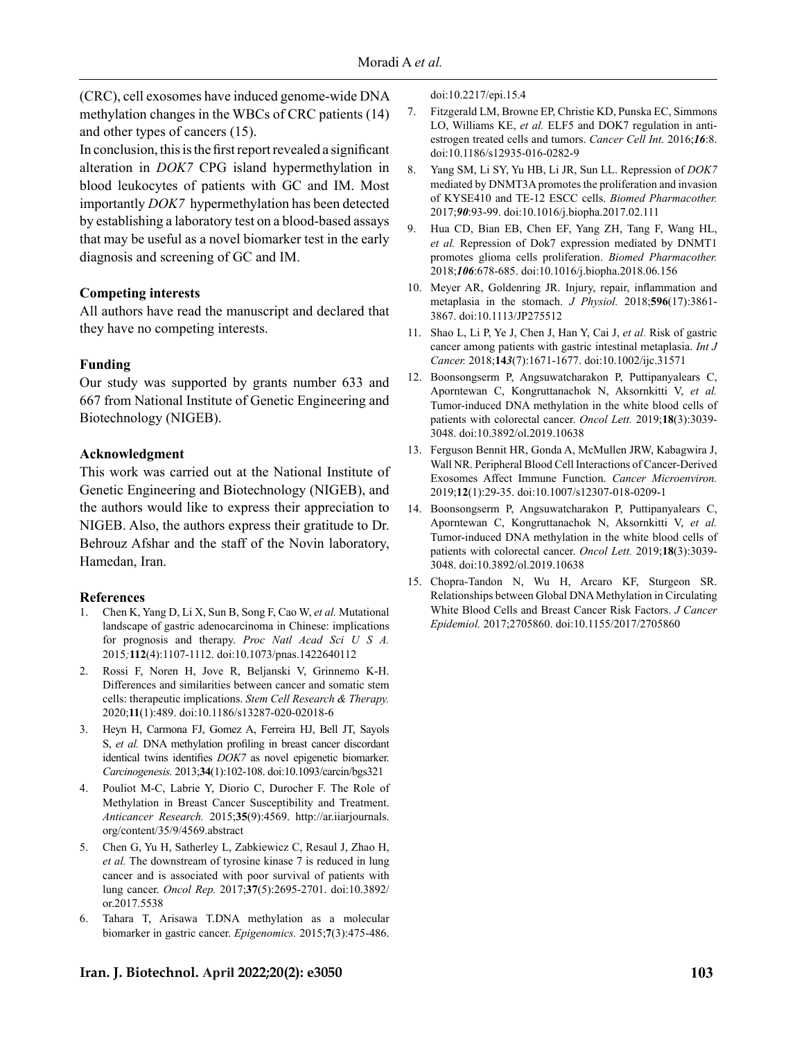(CRC), cell exosomes have induced genome-wide DNA methylation changes in the WBCs of CRC patients (14) and other types of cancers (15).

In conclusion, this is the first report revealed a significant alteration in *DOK7* CPG island hypermethylation in blood leukocytes of patients with GC and IM. Most importantly *DOK7* hypermethylation has been detected by establishing a laboratory test on a blood-based assays that may be useful as a novel biomarker test in the early diagnosis and screening of GC and IM.

### Competing interests

All authors have read the manuscript and declared that they have no competing interests.

### Funding

Our study was supported by grants number 633 and 667 from National Institute of Genetic Engineering and Biotechnology (NIGEB).

### Acknowledgment

This work was carried out at the National Institute of Genetic Engineering and Biotechnology (NIGEB), and the authors would like to express their appreciation to NIGEB. Also, the authors express their gratitude to Dr. Behrouz Afshar and the staff of the Novin laboratory, Hamedan, Iran.

### References

1. Chen K, Yang D, Li X, Sun B, Song F, Cao W, *et al.* Mutational landscape of gastric adenocarcinoma in Chinese: implications for prognosis and therapy. *Proc Natl Acad Sci U S A.* 2015;**112**(4):1107-1112. doi:10.1073/pnas.1422640112
2. Rossi F, Noren H, Jove R, Beljanski V, Grinnemo K-H. Differences and similarities between cancer and somatic stem cells: therapeutic implications. *Stem Cell Research & Therapy.* 2020;**11**(1):489. doi:10.1186/s13287-020-02018-6
3. Heyn H, Carmona FJ, Gomez A, Ferreira HJ, Bell JT, Sayols S, *et al.* DNA methylation profiling in breast cancer discordant identical twins identifies *DOK7* as novel epigenetic biomarker. *Carcinogenesis.* 2013;**34**(1):102-108. doi:10.1093/carcin/bgs321
4. Pouliot M-C, Labrie Y, Diorio C, Durocher F. The Role of Methylation in Breast Cancer Susceptibility and Treatment. *Anticancer Research.* 2015;**35**(9):4569. http://ar.iiarjournals.org/content/35/9/4569.abstract
5. Chen G, Yu H, Satherley L, Zabkiewicz C, Resaul J, Zhao H, *et al.* The downstream of tyrosine kinase 7 is reduced in lung cancer and is associated with poor survival of patients with lung cancer. *Oncol Rep.* 2017;**37**(5):2695-2701. doi:10.3892/or.2017.5538
6. Tahara T, Arisawa T.DNA methylation as a molecular biomarker in gastric cancer. *Epigenomics.* 2015;**7**(3):475-486. doi:10.2217/epi.15.4
7. Fitzgerald LM, Browne EP, Christie KD, Punska EC, Simmons LO, Williams KE, *et al.* ELF5 and DOK7 regulation in anti-estrogen treated cells and tumors. *Cancer Cell Int.* 2016;***16***:8. doi:10.1186/s12935-016-0282-9
8. Yang SM, Li SY, Yu HB, Li JR, Sun LL. Repression of *DOK7* mediated by DNMT3A promotes the proliferation and invasion of KYSE410 and TE-12 ESCC cells. *Biomed Pharmacother.* 2017;***90***:93-99. doi:10.1016/j.biopha.2017.02.111
9. Hua CD, Bian EB, Chen EF, Yang ZH, Tang F, Wang HL, *et al.* Repression of Dok7 expression mediated by DNMT1 promotes glioma cells proliferation. *Biomed Pharmacother.* 2018;***106***:678-685. doi:10.1016/j.biopha.2018.06.156
10. Meyer AR, Goldenring JR. Injury, repair, inflammation and metaplasia in the stomach. *J Physiol.* 2018;**596**(17):3861-3867. doi:10.1113/JP275512
11. Shao L, Li P, Ye J, Chen J, Han Y, Cai J, *et al.* Risk of gastric cancer among patients with gastric intestinal metaplasia. *Int J Cancer.* 2018;**143**(7):1671-1677. doi:10.1002/ijc.31571
12. Boonsongserm P, Angsuwatcharakon P, Puttipanyalears C, Aporntewan C, Kongruttanachok N, Aksornkitti V, *et al.* Tumor-induced DNA methylation in the white blood cells of patients with colorectal cancer. *Oncol Lett.* 2019;**18**(3):3039-3048. doi:10.3892/ol.2019.10638
13. Ferguson Bennit HR, Gonda A, McMullen JRW, Kabagwira J, Wall NR. Peripheral Blood Cell Interactions of Cancer-Derived Exosomes Affect Immune Function. *Cancer Microenviron.* 2019;**12**(1):29-35. doi:10.1007/s12307-018-0209-1
14. Boonsongserm P, Angsuwatcharakon P, Puttipanyalears C, Aporntewan C, Kongruttanachok N, Aksornkitti V, *et al.* Tumor-induced DNA methylation in the white blood cells of patients with colorectal cancer. *Oncol Lett.* 2019;**18**(3):3039-3048. doi:10.3892/ol.2019.10638
15. Chopra-Tandon N, Wu H, Arcaro KF, Sturgeon SR. Relationships between Global DNA Methylation in Circulating White Blood Cells and Breast Cancer Risk Factors. *J Cancer Epidemiol.* 2017;2705860. doi:10.1155/2017/2705860